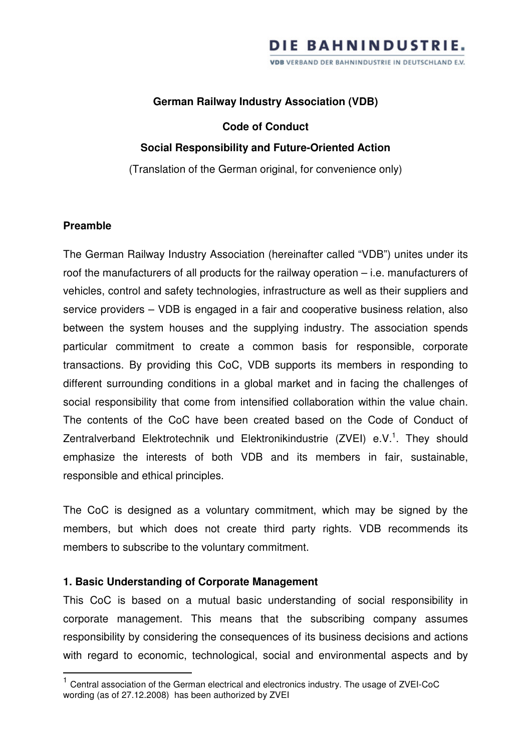DIE BAHNINDUSTRIE.

VDB VERBAND DER BAHNINDUSTRIE IN DEUTSCHLAND E.V.

**German Railway Industry Association (VDB)**

**Code of Conduct**

**Social Responsibility and Future-Oriented Action**

(Translation of the German original, for convenience only)

## Preamble

The German Railway Industry Association (hereinafter called "VDB") unites under its roof the manufacturers of all products for the railway operation – i.e. manufacturers of vehicles, control and safety technologies, infrastructure as well as their suppliers and service providers – VDB is engaged in a fair and cooperative business relation, also between the system houses and the supplying industry. The association spends particular commitment to create a common basis for responsible, corporate transactions. By providing this CoC, VDB supports its members in responding to different surrounding conditions in a global market and in facing the challenges of social responsibility that come from intensified collaboration within the value chain. The contents of the CoC have been created based on the Code of Conduct of Zentralverband Elektrotechnik und Elektronikindustrie (ZVEI) e.V.[1]. They should emphasize the interests of both VDB and its members in fair, sustainable, responsible and ethical principles.

The CoC is designed as a voluntary commitment, which may be signed by the members, but which does not create third party rights. VDB recommends its members to subscribe to the voluntary commitment.

## 1. Basic Understanding of Corporate Management

This CoC is based on a mutual basic understanding of social responsibility in corporate management. This means that the subscribing company assumes responsibility by considering the consequences of its business decisions and actions with regard to economic, technological, social and environmental aspects and by

[1] Central association of the German electrical and electronics industry. The usage of ZVEI-CoC wording (as of 27.12.2008) has been authorized by ZVEI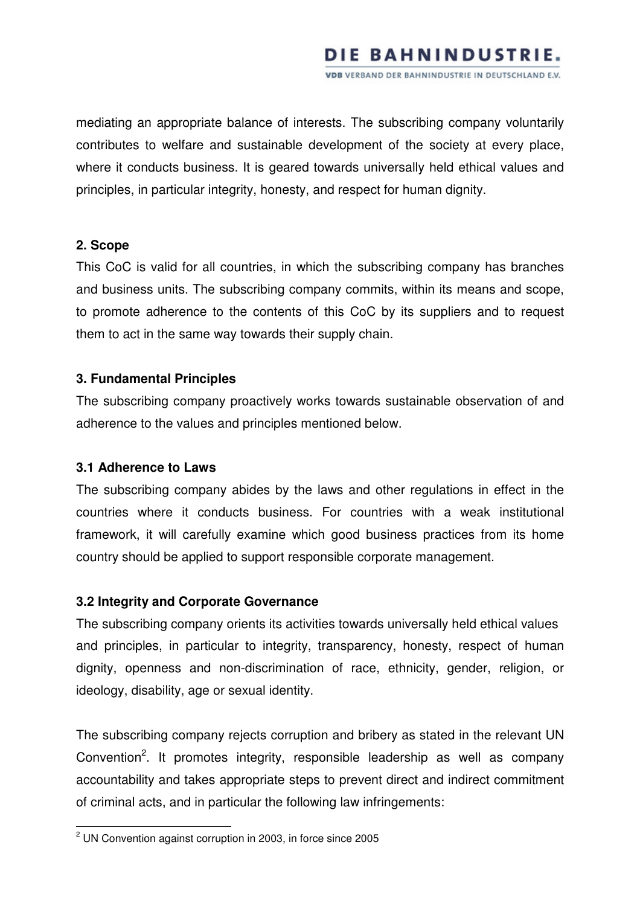mediating an appropriate balance of interests. The subscribing company voluntarily contributes to welfare and sustainable development of the society at every place, where it conducts business. It is geared towards universally held ethical values and principles, in particular integrity, honesty, and respect for human dignity.

**2. Scope**

This CoC is valid for all countries, in which the subscribing company has branches and business units. The subscribing company commits, within its means and scope, to promote adherence to the contents of this CoC by its suppliers and to request them to act in the same way towards their supply chain.

**3. Fundamental Principles**

The subscribing company proactively works towards sustainable observation of and adherence to the values and principles mentioned below.

**3.1 Adherence to Laws**

The subscribing company abides by the laws and other regulations in effect in the countries where it conducts business. For countries with a weak institutional framework, it will carefully examine which good business practices from its home country should be applied to support responsible corporate management.

**3.2 Integrity and Corporate Governance**

The subscribing company orients its activities towards universally held ethical values and principles, in particular to integrity, transparency, honesty, respect of human dignity, openness and non-discrimination of race, ethnicity, gender, religion, or ideology, disability, age or sexual identity.

The subscribing company rejects corruption and bribery as stated in the relevant UN Convention[2]. It promotes integrity, responsible leadership as well as company accountability and takes appropriate steps to prevent direct and indirect commitment of criminal acts, and in particular the following law infringements:

[2] UN Convention against corruption in 2003, in force since 2005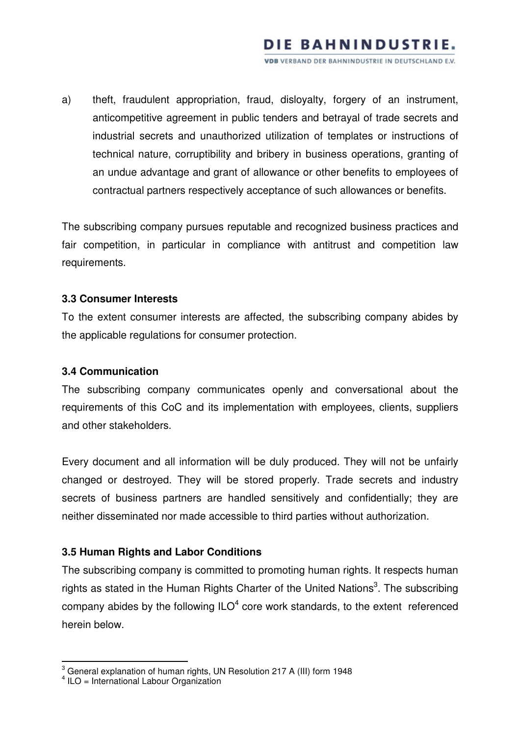a) theft, fraudulent appropriation, fraud, disloyalty, forgery of an instrument, anticompetitive agreement in public tenders and betrayal of trade secrets and industrial secrets and unauthorized utilization of templates or instructions of technical nature, corruptibility and bribery in business operations, granting of an undue advantage and grant of allowance or other benefits to employees of contractual partners respectively acceptance of such allowances or benefits.

The subscribing company pursues reputable and recognized business practices and fair competition, in particular in compliance with antitrust and competition law requirements.

### 3.3 Consumer Interests

To the extent consumer interests are affected, the subscribing company abides by the applicable regulations for consumer protection.

### 3.4 Communication

The subscribing company communicates openly and conversational about the requirements of this CoC and its implementation with employees, clients, suppliers and other stakeholders.

Every document and all information will be duly produced. They will not be unfairly changed or destroyed. They will be stored properly. Trade secrets and industry secrets of business partners are handled sensitively and confidentially; they are neither disseminated nor made accessible to third parties without authorization.

### 3.5 Human Rights and Labor Conditions

The subscribing company is committed to promoting human rights. It respects human rights as stated in the Human Rights Charter of the United Nations[3]. The subscribing company abides by the following ILO[4] core work standards, to the extent referenced herein below.

---

[3] General explanation of human rights, UN Resolution 217 A (III) form 1948

[4] ILO = International Labour Organization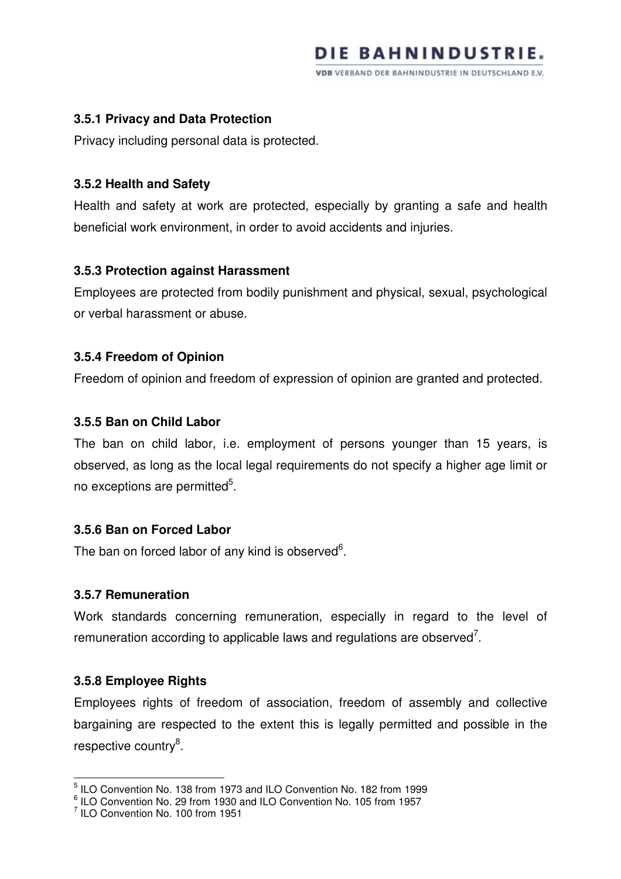### 3.5.1 Privacy and Data Protection

Privacy including personal data is protected.

### 3.5.2 Health and Safety

Health and safety at work are protected, especially by granting a safe and health beneficial work environment, in order to avoid accidents and injuries.

### 3.5.3 Protection against Harassment

Employees are protected from bodily punishment and physical, sexual, psychological or verbal harassment or abuse.

### 3.5.4 Freedom of Opinion

Freedom of opinion and freedom of expression of opinion are granted and protected.

### 3.5.5 Ban on Child Labor

The ban on child labor, i.e. employment of persons younger than 15 years, is observed, as long as the local legal requirements do not specify a higher age limit or no exceptions are permitted[5].

### 3.5.6 Ban on Forced Labor

The ban on forced labor of any kind is observed[6].

### 3.5.7 Remuneration

Work standards concerning remuneration, especially in regard to the level of remuneration according to applicable laws and regulations are observed[7].

### 3.5.8 Employee Rights

Employees rights of freedom of association, freedom of assembly and collective bargaining are respected to the extent this is legally permitted and possible in the respective country[8].

---

[5] ILO Convention No. 138 from 1973 and ILO Convention No. 182 from 1999

[6] ILO Convention No. 29 from 1930 and ILO Convention No. 105 from 1957

[7] ILO Convention No. 100 from 1951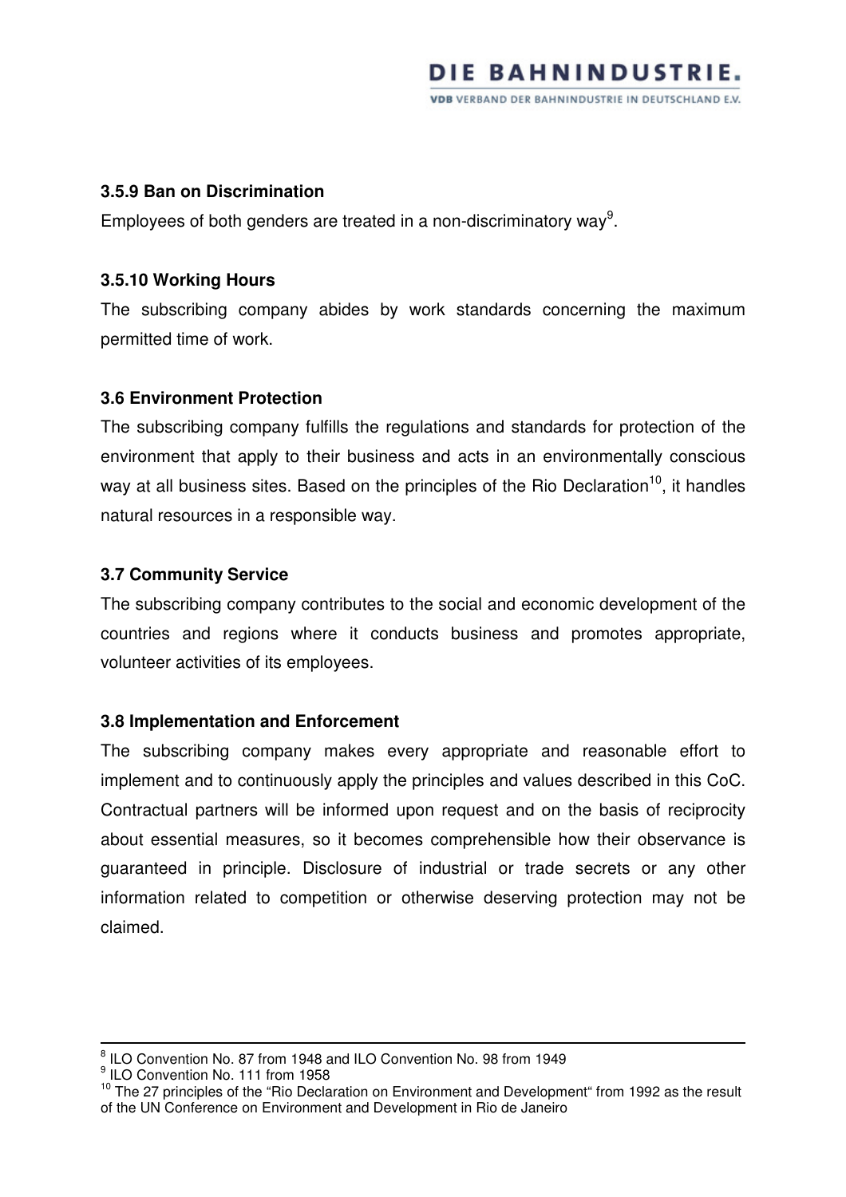### 3.5.9 Ban on Discrimination

Employees of both genders are treated in a non-discriminatory way[9].

### 3.5.10 Working Hours

The subscribing company abides by work standards concerning the maximum permitted time of work.

## 3.6 Environment Protection

The subscribing company fulfills the regulations and standards for protection of the environment that apply to their business and acts in an environmentally conscious way at all business sites. Based on the principles of the Rio Declaration[10], it handles natural resources in a responsible way.

## 3.7 Community Service

The subscribing company contributes to the social and economic development of the countries and regions where it conducts business and promotes appropriate, volunteer activities of its employees.

## 3.8 Implementation and Enforcement

The subscribing company makes every appropriate and reasonable effort to implement and to continuously apply the principles and values described in this CoC. Contractual partners will be informed upon request and on the basis of reciprocity about essential measures, so it becomes comprehensible how their observance is guaranteed in principle. Disclosure of industrial or trade secrets or any other information related to competition or otherwise deserving protection may not be claimed.

---

[8] ILO Convention No. 87 from 1948 and ILO Convention No. 98 from 1949

[9] ILO Convention No. 111 from 1958

[10] The 27 principles of the "Rio Declaration on Environment and Development" from 1992 as the result of the UN Conference on Environment and Development in Rio de Janeiro